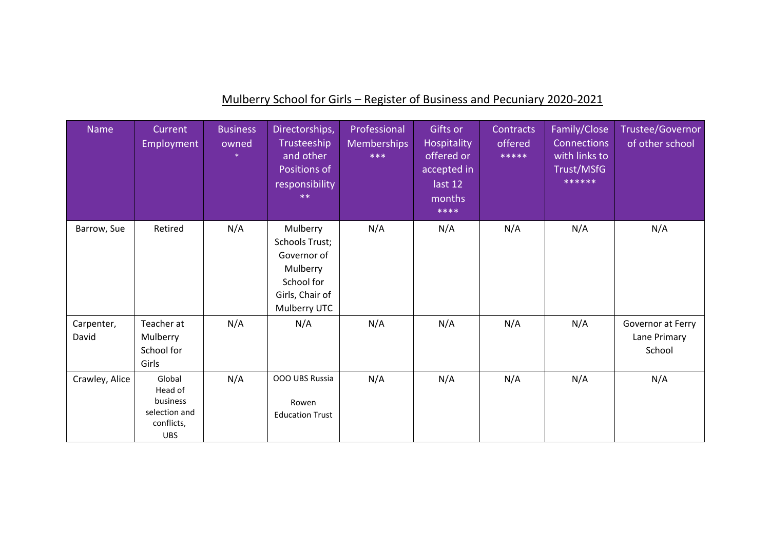# Mulberry School for Girls – Register of Business and Pecuniary 2020-2021

| Name | Current Employment | Business owned * | Directorships, Trusteeship and other Positions of responsibility ** | Professional Memberships *** | Gifts or Hospitality offered or accepted in last 12 months **** | Contracts offered ***** | Family/Close Connections with links to Trust/MSfG ****** | Trustee/Governor of other school |
|---|---|---|---|---|---|---|---|---|
| Barrow, Sue | Retired | N/A | Mulberry Schools Trust; Governor of Mulberry School for Girls, Chair of Mulberry UTC | N/A | N/A | N/A | N/A | N/A |
| Carpenter, David | Teacher at Mulberry School for Girls | N/A | N/A | N/A | N/A | N/A | N/A | Governor at Ferry Lane Primary School |
| Crawley, Alice | Global Head of business selection and conflicts, UBS | N/A | OOO UBS Russia<br><br>Rowen Education Trust | N/A | N/A | N/A | N/A | N/A |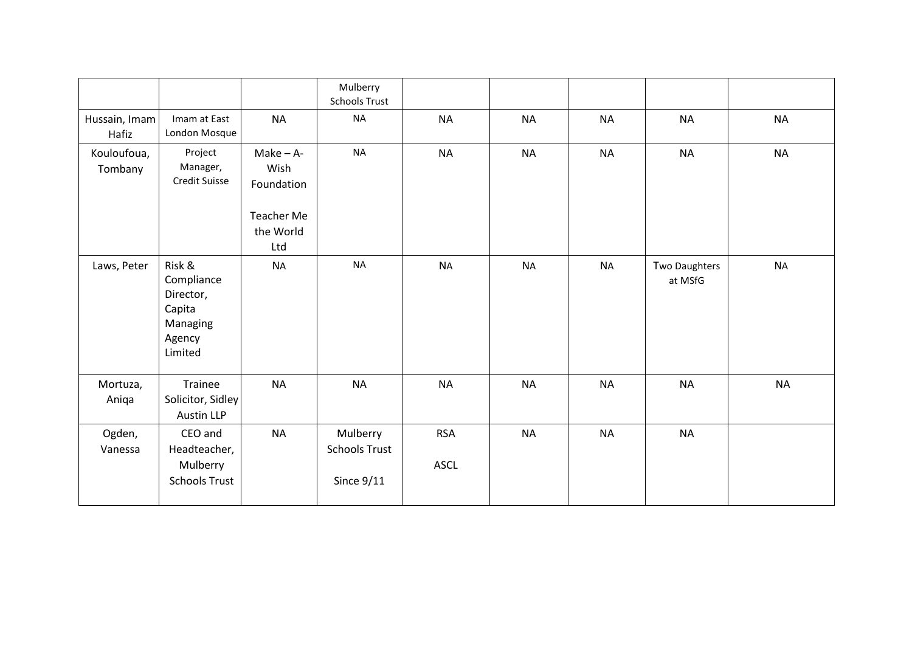|  |  |  | Mulberry Schools Trust |  |  |  |  |  |
|---|---|---|---|---|---|---|---|---|
| Hussain, Imam Hafiz | Imam at East London Mosque | NA | NA | NA | NA | NA | NA | NA |
| Kouloufoua, Tombany | Project Manager, Credit Suisse | Make – A-Wish Foundation<br><br>Teacher Me the World Ltd | NA | NA | NA | NA | NA | NA |
| Laws, Peter | Risk & Compliance Director, Capita Managing Agency Limited | NA | NA | NA | NA | NA | Two Daughters at MSfG | NA |
| Mortuza, Aniqa | Trainee Solicitor, Sidley Austin LLP | NA | NA | NA | NA | NA | NA | NA |
| Ogden, Vanessa | CEO and Headteacher, Mulberry Schools Trust | NA | Mulberry Schools Trust<br><br>Since 9/11 | RSA<br><br>ASCL | NA | NA | NA |  |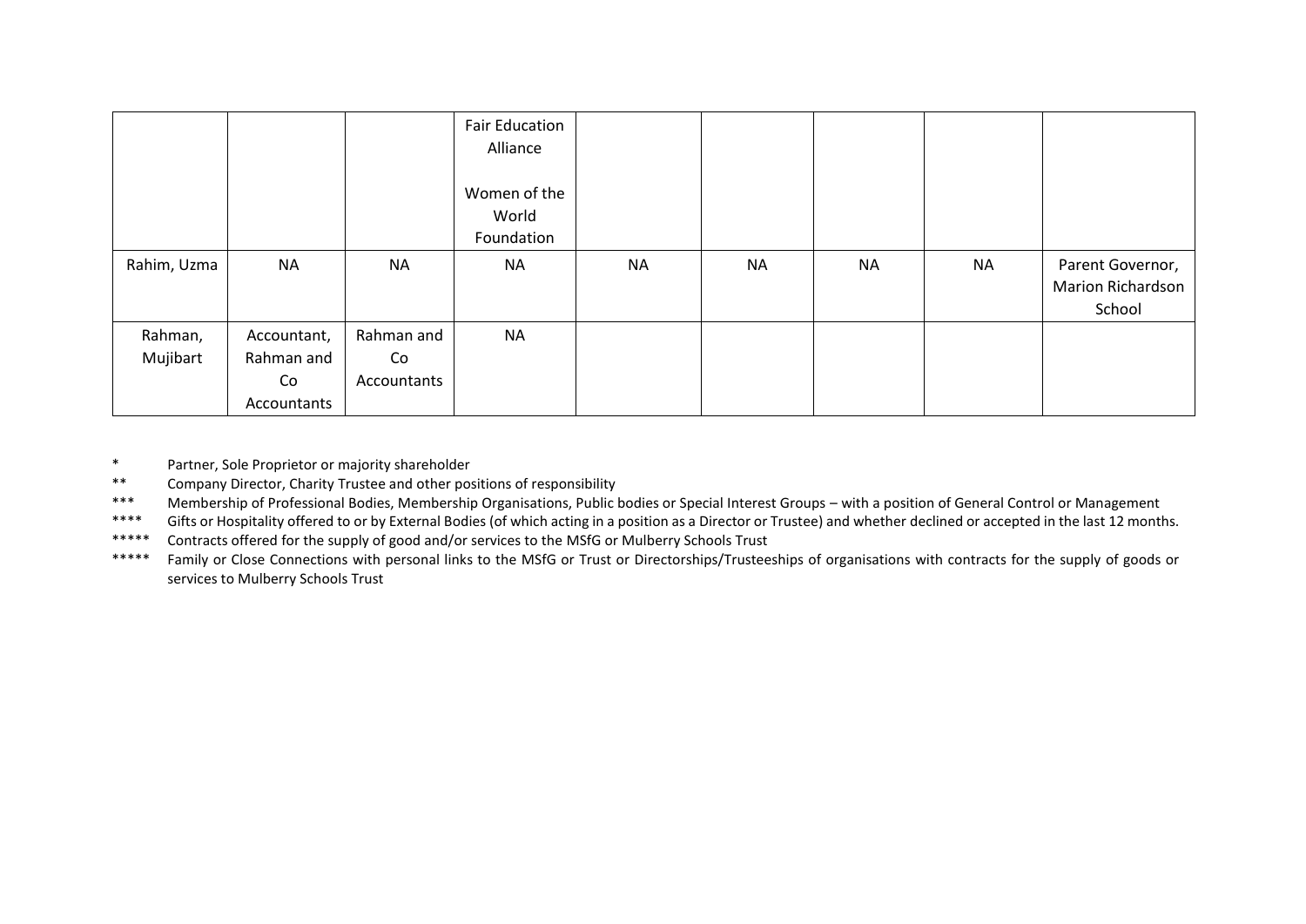| | | | | | | | | |
|---|---|---|---|---|---|---|---|---|
| | | | Fair Education Alliance<br><br>Women of the World Foundation | | | | | |
| Rahim, Uzma | NA | NA | NA | NA | NA | NA | NA | Parent Governor, Marion Richardson School |
| Rahman, Mujibart | Accountant, Rahman and Co Accountants | Rahman and Co Accountants | NA | | | | | |

\* Partner, Sole Proprietor or majority shareholder

** Company Director, Charity Trustee and other positions of responsibility

*** Membership of Professional Bodies, Membership Organisations, Public bodies or Special Interest Groups – with a position of General Control or Management

**** Gifts or Hospitality offered to or by External Bodies (of which acting in a position as a Director or Trustee) and whether declined or accepted in the last 12 months.

***** Contracts offered for the supply of good and/or services to the MSfG or Mulberry Schools Trust

***** Family or Close Connections with personal links to the MSfG or Trust or Directorships/Trusteeships of organisations with contracts for the supply of goods or services to Mulberry Schools Trust